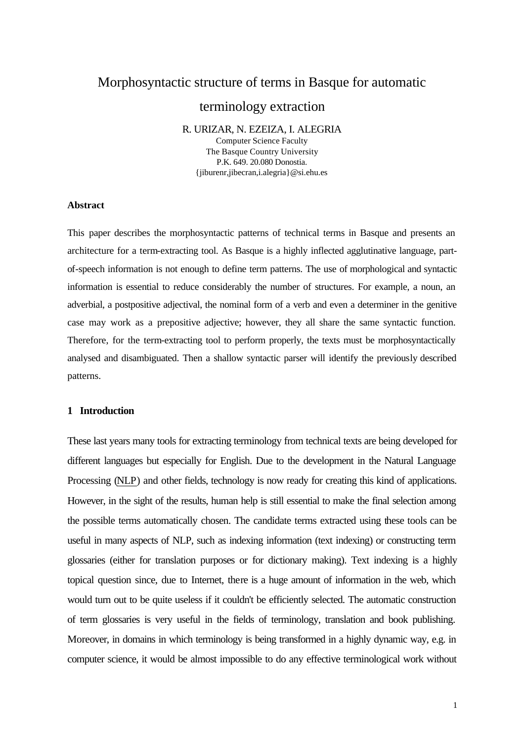# Morphosyntactic structure of terms in Basque for automatic terminology extraction

R. URIZAR, N. EZEIZA, I. ALEGRIA
Computer Science Faculty
The Basque Country University
P.K. 649. 20.080 Donostia.
{jiburenr,jibecran,i.alegria}@si.ehu.es

**Abstract**

This paper describes the morphosyntactic patterns of technical terms in Basque and presents an architecture for a term-extracting tool. As Basque is a highly inflected agglutinative language, part-of-speech information is not enough to define term patterns. The use of morphological and syntactic information is essential to reduce considerably the number of structures. For example, a noun, an adverbial, a postpositive adjectival, the nominal form of a verb and even a determiner in the genitive case may work as a prepositive adjective; however, they all share the same syntactic function. Therefore, for the term-extracting tool to perform properly, the texts must be morphosyntactically analysed and disambiguated. Then a shallow syntactic parser will identify the previously described patterns.

## 1 Introduction

These last years many tools for extracting terminology from technical texts are being developed for different languages but especially for English. Due to the development in the Natural Language Processing (NLP) and other fields, technology is now ready for creating this kind of applications. However, in the sight of the results, human help is still essential to make the final selection among the possible terms automatically chosen. The candidate terms extracted using these tools can be useful in many aspects of NLP, such as indexing information (text indexing) or constructing term glossaries (either for translation purposes or for dictionary making). Text indexing is a highly topical question since, due to Internet, there is a huge amount of information in the web, which would turn out to be quite useless if it couldn't be efficiently selected. The automatic construction of term glossaries is very useful in the fields of terminology, translation and book publishing. Moreover, in domains in which terminology is being transformed in a highly dynamic way, e.g. in computer science, it would be almost impossible to do any effective terminological work without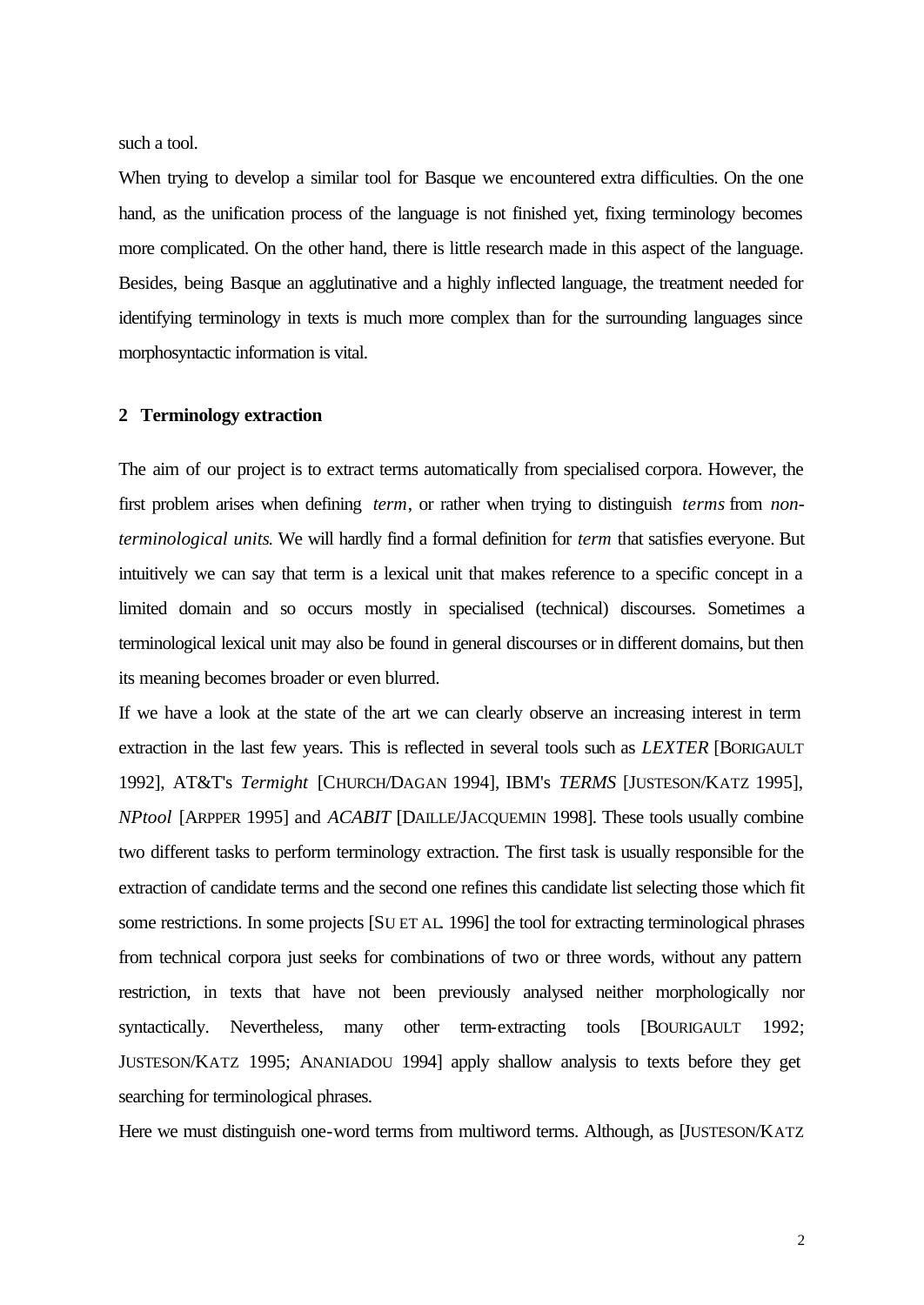such a tool.

When trying to develop a similar tool for Basque we encountered extra difficulties. On the one hand, as the unification process of the language is not finished yet, fixing terminology becomes more complicated. On the other hand, there is little research made in this aspect of the language. Besides, being Basque an agglutinative and a highly inflected language, the treatment needed for identifying terminology in texts is much more complex than for the surrounding languages since morphosyntactic information is vital.

## 2 Terminology extraction

The aim of our project is to extract terms automatically from specialised corpora. However, the first problem arises when defining *term*, or rather when trying to distinguish *terms* from *non-terminological units*. We will hardly find a formal definition for *term* that satisfies everyone. But intuitively we can say that term is a lexical unit that makes reference to a specific concept in a limited domain and so occurs mostly in specialised (technical) discourses. Sometimes a terminological lexical unit may also be found in general discourses or in different domains, but then its meaning becomes broader or even blurred.

If we have a look at the state of the art we can clearly observe an increasing interest in term extraction in the last few years. This is reflected in several tools such as *LEXTER* [BORIGAULT 1992], AT&T's *Termight* [CHURCH/DAGAN 1994], IBM's *TERMS* [JUSTESON/KATZ 1995], *NPtool* [ARPPER 1995] and *ACABIT* [DAILLE/JACQUEMIN 1998]. These tools usually combine two different tasks to perform terminology extraction. The first task is usually responsible for the extraction of candidate terms and the second one refines this candidate list selecting those which fit some restrictions. In some projects [SU ET AL. 1996] the tool for extracting terminological phrases from technical corpora just seeks for combinations of two or three words, without any pattern restriction, in texts that have not been previously analysed neither morphologically nor syntactically. Nevertheless, many other term-extracting tools [BOURIGAULT 1992; JUSTESON/KATZ 1995; ANANIADOU 1994] apply shallow analysis to texts before they get searching for terminological phrases.

Here we must distinguish one-word terms from multiword terms. Although, as [JUSTESON/KATZ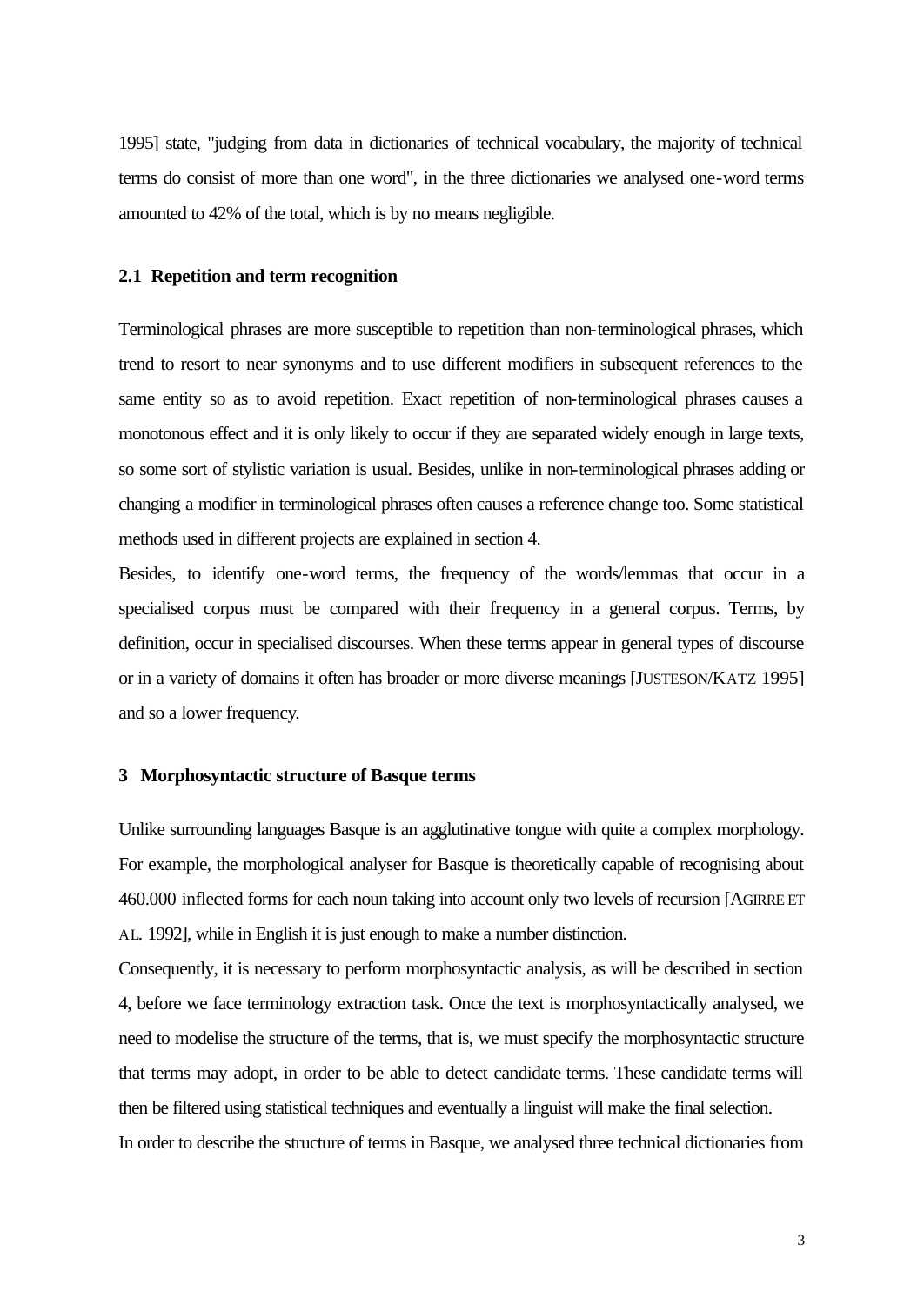1995] state, "judging from data in dictionaries of technical vocabulary, the majority of technical terms do consist of more than one word", in the three dictionaries we analysed one-word terms amounted to 42% of the total, which is by no means negligible.

### 2.1 Repetition and term recognition

Terminological phrases are more susceptible to repetition than non-terminological phrases, which trend to resort to near synonyms and to use different modifiers in subsequent references to the same entity so as to avoid repetition. Exact repetition of non-terminological phrases causes a monotonous effect and it is only likely to occur if they are separated widely enough in large texts, so some sort of stylistic variation is usual. Besides, unlike in non-terminological phrases adding or changing a modifier in terminological phrases often causes a reference change too. Some statistical methods used in different projects are explained in section 4.

Besides, to identify one-word terms, the frequency of the words/lemmas that occur in a specialised corpus must be compared with their frequency in a general corpus. Terms, by definition, occur in specialised discourses. When these terms appear in general types of discourse or in a variety of domains it often has broader or more diverse meanings [JUSTESON/KATZ 1995] and so a lower frequency.

## 3 Morphosyntactic structure of Basque terms

Unlike surrounding languages Basque is an agglutinative tongue with quite a complex morphology. For example, the morphological analyser for Basque is theoretically capable of recognising about 460.000 inflected forms for each noun taking into account only two levels of recursion [AGIRRE ET AL. 1992], while in English it is just enough to make a number distinction.

Consequently, it is necessary to perform morphosyntactic analysis, as will be described in section 4, before we face terminology extraction task. Once the text is morphosyntactically analysed, we need to modelise the structure of the terms, that is, we must specify the morphosyntactic structure that terms may adopt, in order to be able to detect candidate terms. These candidate terms will then be filtered using statistical techniques and eventually a linguist will make the final selection.

In order to describe the structure of terms in Basque, we analysed three technical dictionaries from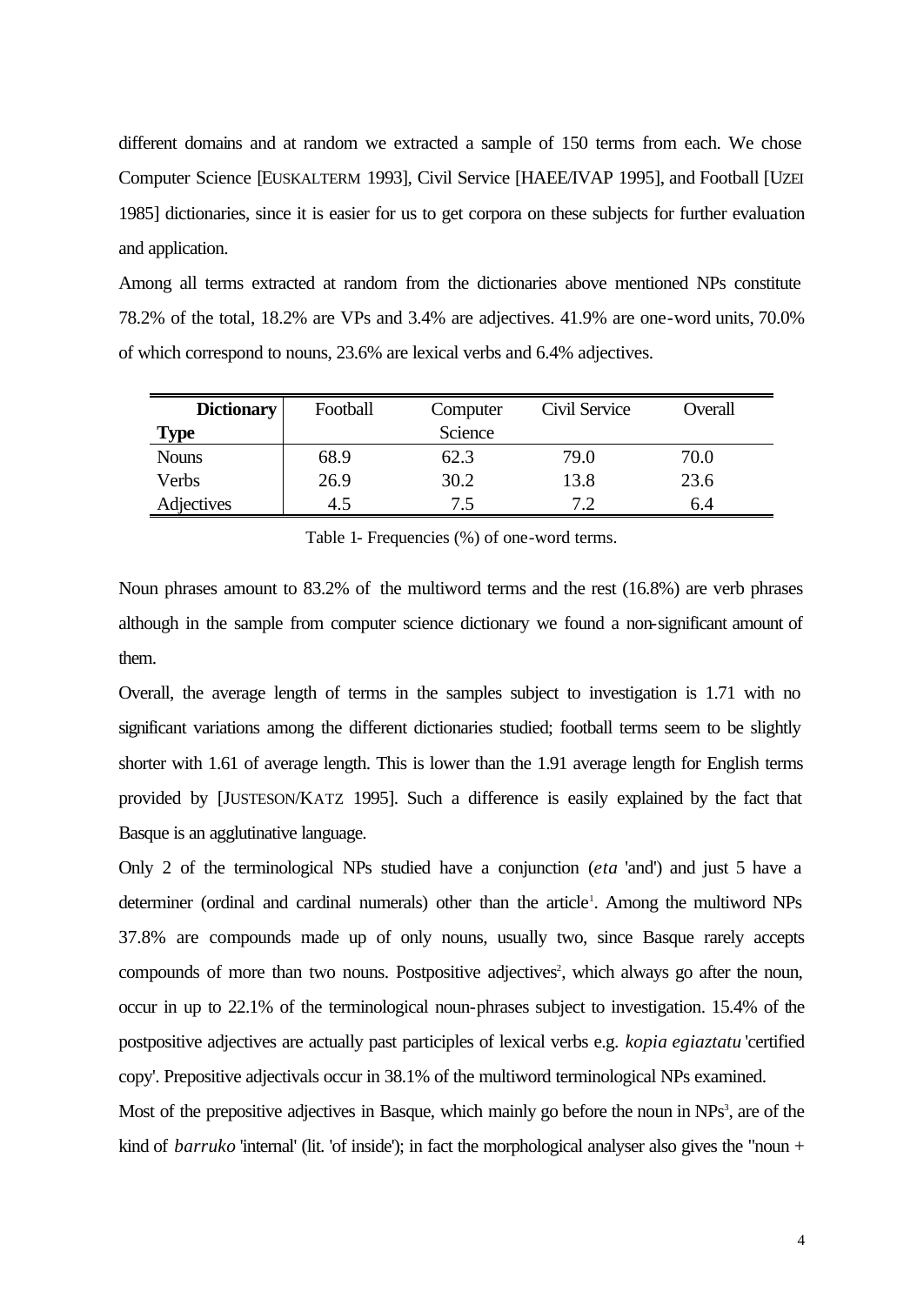different domains and at random we extracted a sample of 150 terms from each. We chose Computer Science [EUSKALTERM 1993], Civil Service [HAEE/IVAP 1995], and Football [UZEI 1985] dictionaries, since it is easier for us to get corpora on these subjects for further evaluation and application.

Among all terms extracted at random from the dictionaries above mentioned NPs constitute 78.2% of the total, 18.2% are VPs and 3.4% are adjectives. 41.9% are one-word units, 70.0% of which correspond to nouns, 23.6% are lexical verbs and 6.4% adjectives.

| **Dictionary** **Type** | Football | Computer Science | Civil Service | Overall |
|---|---|---|---|---|
| Nouns | 68.9 | 62.3 | 79.0 | 70.0 |
| Verbs | 26.9 | 30.2 | 13.8 | 23.6 |
| Adjectives | 4.5 | 7.5 | 7.2 | 6.4 |

Table 1- Frequencies (%) of one-word terms.

Noun phrases amount to 83.2% of the multiword terms and the rest (16.8%) are verb phrases although in the sample from computer science dictionary we found a non-significant amount of them.

Overall, the average length of terms in the samples subject to investigation is 1.71 with no significant variations among the different dictionaries studied; football terms seem to be slightly shorter with 1.61 of average length. This is lower than the 1.91 average length for English terms provided by [JUSTESON/KATZ 1995]. Such a difference is easily explained by the fact that Basque is an agglutinative language.

Only 2 of the terminological NPs studied have a conjunction (*eta* 'and') and just 5 have a determiner (ordinal and cardinal numerals) other than the article[1]. Among the multiword NPs 37.8% are compounds made up of only nouns, usually two, since Basque rarely accepts compounds of more than two nouns. Postpositive adjectives[2], which always go after the noun, occur in up to 22.1% of the terminological noun-phrases subject to investigation. 15.4% of the postpositive adjectives are actually past participles of lexical verbs e.g. *kopia egiaztatu* 'certified copy'. Prepositive adjectivals occur in 38.1% of the multiword terminological NPs examined.

Most of the prepositive adjectives in Basque, which mainly go before the noun in NPs[3], are of the kind of *barruko* 'internal' (lit. 'of inside'); in fact the morphological analyser also gives the "noun +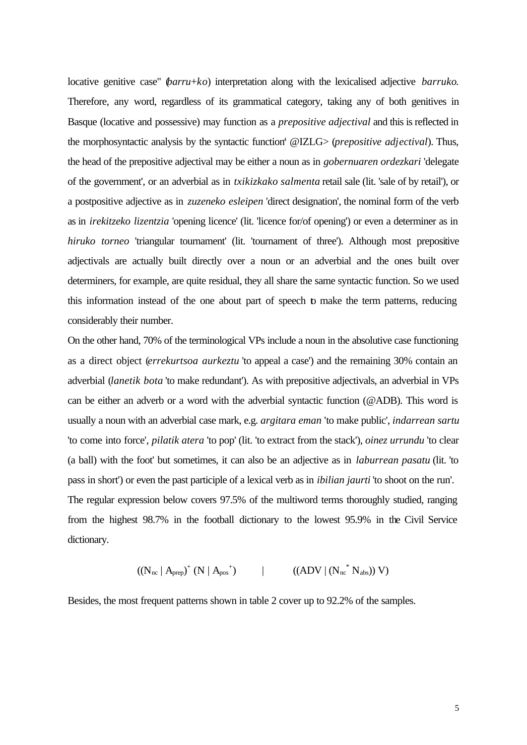locative genitive case" (*barru+ko*) interpretation along with the lexicalised adjective *barruko*. Therefore, any word, regardless of its grammatical category, taking any of both genitives in Basque (locative and possessive) may function as a *prepositive adjectival* and this is reflected in the morphosyntactic analysis by the syntactic function[4] @IZLG> (*prepositive adjectival*). Thus, the head of the prepositive adjectival may be either a noun as in *gobernuaren ordezkari* 'delegate of the government', or an adverbial as in *txikizkako salmenta* retail sale (lit. 'sale of by retail'), or a postpositive adjective as in *zuzeneko esleipen* 'direct designation', the nominal form of the verb as in *irekitzeko lizentzia* 'opening licence' (lit. 'licence for/of opening') or even a determiner as in *hiruko torneo* 'triangular tournament' (lit. 'tournament of three'). Although most prepositive adjectivals are actually built directly over a noun or an adverbial and the ones built over determiners, for example, are quite residual, they all share the same syntactic function. So we used this information instead of the one about part of speech to make the term patterns, reducing considerably their number.

On the other hand, 70% of the terminological VPs include a noun in the absolutive case functioning as a direct object (*errekurtsoa aurkeztu* 'to appeal a case') and the remaining 30% contain an adverbial (*lanetik bota* 'to make redundant'). As with prepositive adjectivals, an adverbial in VPs can be either an adverb or a word with the adverbial syntactic function (@ADB). This word is usually a noun with an adverbial case mark, e.g. *argitara eman* 'to make public', *indarrean sartu* 'to come into force', *pilatik atera* 'to pop' (lit. 'to extract from the stack'), *oinez urrundu* 'to clear (a ball) with the foot' but sometimes, it can also be an adjective as in *laburrean pasatu* (lit. 'to pass in short') or even the past participle of a lexical verb as in *ibilian jaurti* 'to shoot on the run'.

The regular expression below covers 97.5% of the multiword terms thoroughly studied, ranging from the highest 98.7% in the football dictionary to the lowest 95.9% in the Civil Service dictionary.

$$((N_{nc} \mid A_{prep})^{+} (N \mid A_{pos}^{+})) \quad \mid \quad ((ADV \mid (N_{nc}^{*} N_{abs})) V)$$

Besides, the most frequent patterns shown in table 2 cover up to 92.2% of the samples.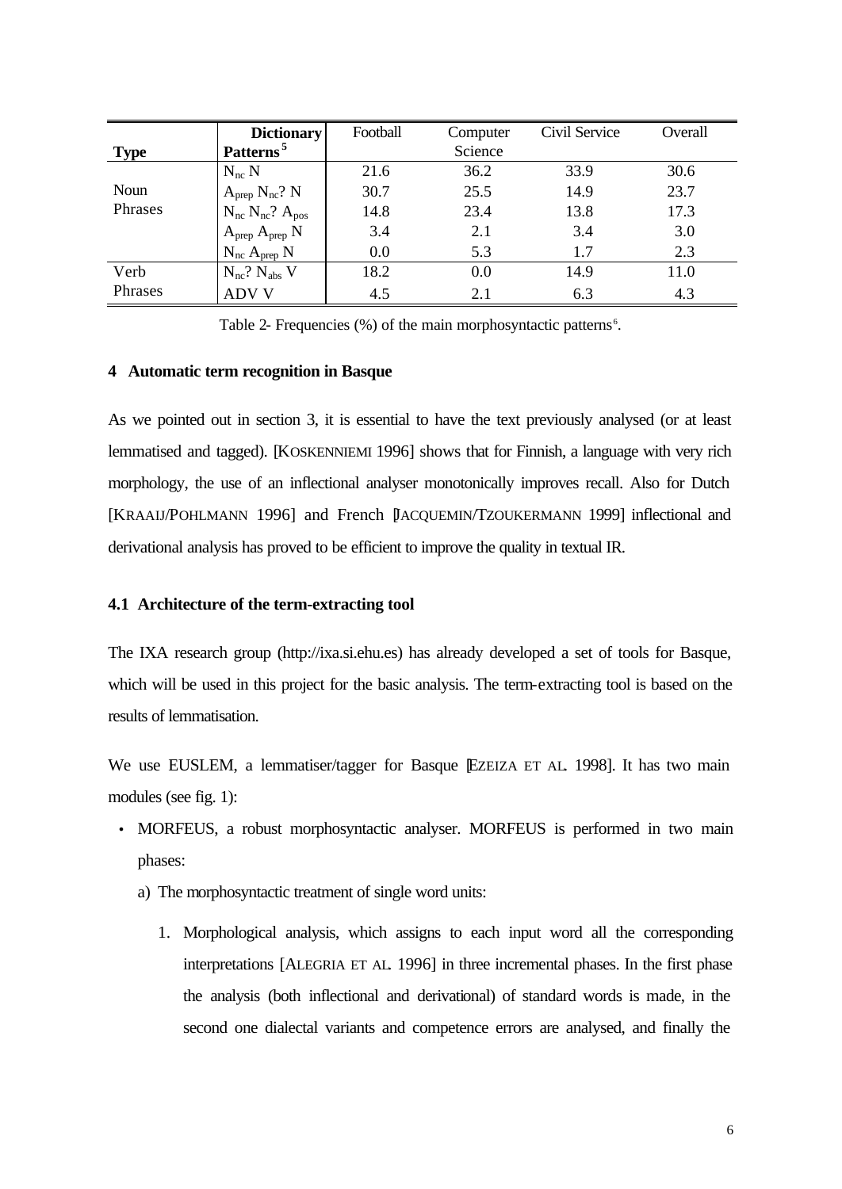| Type | Dictionary Patterns[5] | Football | Computer Science | Civil Service | Overall |
|---|---|---|---|---|---|
| Noun Phrases | $N_{nc}$ N | 21.6 | 36.2 | 33.9 | 30.6 |
| | $A_{prep}$ $N_{nc}$? N | 30.7 | 25.5 | 14.9 | 23.7 |
| | $N_{nc}$ $N_{nc}$? $A_{pos}$ | 14.8 | 23.4 | 13.8 | 17.3 |
| | $A_{prep}$ $A_{prep}$ N | 3.4 | 2.1 | 3.4 | 3.0 |
| | $N_{nc}$ $A_{prep}$ N | 0.0 | 5.3 | 1.7 | 2.3 |
| Verb Phrases | $N_{nc}$? $N_{abs}$ V | 18.2 | 0.0 | 14.9 | 11.0 |
| | ADV V | 4.5 | 2.1 | 6.3 | 4.3 |

Table 2- Frequencies (%) of the main morphosyntactic patterns[6].

## 4 Automatic term recognition in Basque

As we pointed out in section 3, it is essential to have the text previously analysed (or at least lemmatised and tagged). [KOSKENNIEMI 1996] shows that for Finnish, a language with very rich morphology, the use of an inflectional analyser monotonically improves recall. Also for Dutch [KRAAIJ/POHLMANN 1996] and French [JACQUEMIN/TZOUKERMANN 1999] inflectional and derivational analysis has proved to be efficient to improve the quality in textual IR.

### 4.1 Architecture of the term-extracting tool

The IXA research group (http://ixa.si.ehu.es) has already developed a set of tools for Basque, which will be used in this project for the basic analysis. The term-extracting tool is based on the results of lemmatisation.

We use EUSLEM, a lemmatiser/tagger for Basque [EZEIZA ET AL. 1998]. It has two main modules (see fig. 1):

- MORFEUS, a robust morphosyntactic analyser. MORFEUS is performed in two main phases:
  a) The morphosyntactic treatment of single word units:
     1. Morphological analysis, which assigns to each input word all the corresponding interpretations [ALEGRIA ET AL. 1996] in three incremental phases. In the first phase the analysis (both inflectional and derivational) of standard words is made, in the second one dialectal variants and competence errors are analysed, and finally the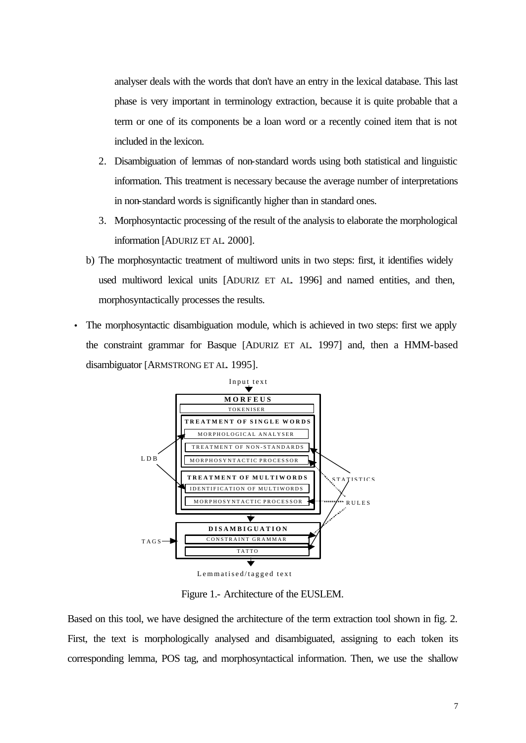analyser deals with the words that don't have an entry in the lexical database. This last phase is very important in terminology extraction, because it is quite probable that a term or one of its components be a loan word or a recently coined item that is not included in the lexicon.

2. Disambiguation of lemmas of non-standard words using both statistical and linguistic information. This treatment is necessary because the average number of interpretations in non-standard words is significantly higher than in standard ones.
3. Morphosyntactic processing of the result of the analysis to elaborate the morphological information [ADURIZ ET AL. 2000].

b) The morphosyntactic treatment of multiword units in two steps: first, it identifies widely used multiword lexical units [ADURIZ ET AL. 1996] and named entities, and then, morphosyntactically processes the results.

- The morphosyntactic disambiguation module, which is achieved in two steps: first we apply the constraint grammar for Basque [ADURIZ ET AL. 1997] and, then a HMM-based disambiguator [ARMSTRONG ET AL. 1995].

Input text

MORFEUS
- TOKENISER
- TREATMENT OF SINGLE WORDS
  - MORPHOLOGICAL ANALYSER
  - TREATMENT OF NON-STANDARDS
  - MORPHOSYNTACTIC PROCESSOR
- TREATMENT OF MULTIWORDS
  - IDENTIFICATION OF MULTIWORDS
  - MORPHOSYNTACTIC PROCESSOR

DISAMBIGUATION
- CONSTRAINT GRAMMAR
- TATTO

LDB, STATISTICS, RULES, TAGS

Lemmatised/tagged text

Figure 1.- Architecture of the EUSLEM.

Based on this tool, we have designed the architecture of the term extraction tool shown in fig. 2. First, the text is morphologically analysed and disambiguated, assigning to each token its corresponding lemma, POS tag, and morphosyntactical information. Then, we use the shallow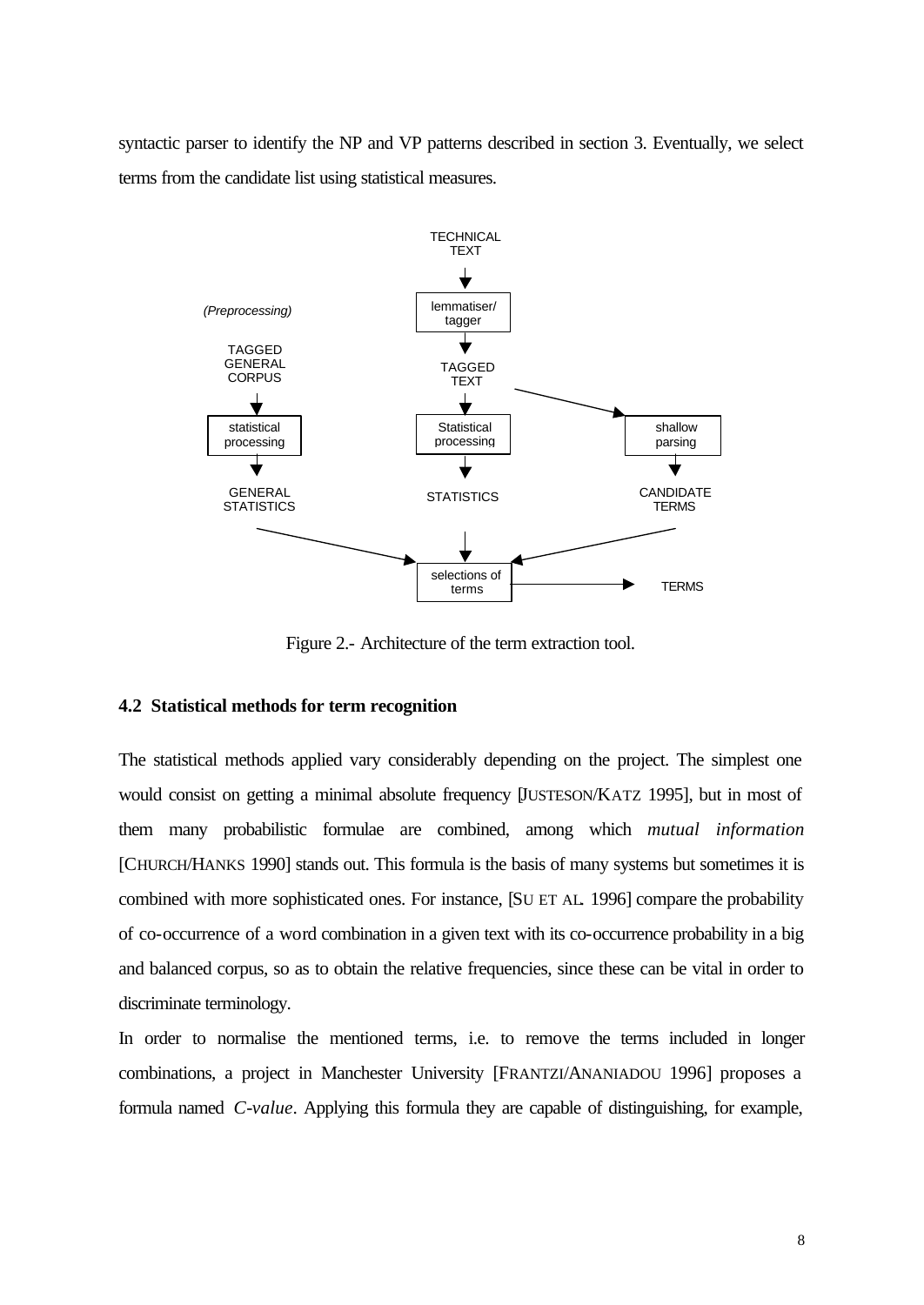syntactic parser to identify the NP and VP patterns described in section 3. Eventually, we select terms from the candidate list using statistical measures.

Figure 2.- Architecture of the term extraction tool.

### 4.2 Statistical methods for term recognition

The statistical methods applied vary considerably depending on the project. The simplest one would consist on getting a minimal absolute frequency [JUSTESON/KATZ 1995], but in most of them many probabilistic formulae are combined, among which *mutual information* [CHURCH/HANKS 1990] stands out. This formula is the basis of many systems but sometimes it is combined with more sophisticated ones. For instance, [SU ET AL. 1996] compare the probability of co-occurrence of a word combination in a given text with its co-occurrence probability in a big and balanced corpus, so as to obtain the relative frequencies, since these can be vital in order to discriminate terminology.

In order to normalise the mentioned terms, i.e. to remove the terms included in longer combinations, a project in Manchester University [FRANTZI/ANANIADOU 1996] proposes a formula named *C-value*. Applying this formula they are capable of distinguishing, for example,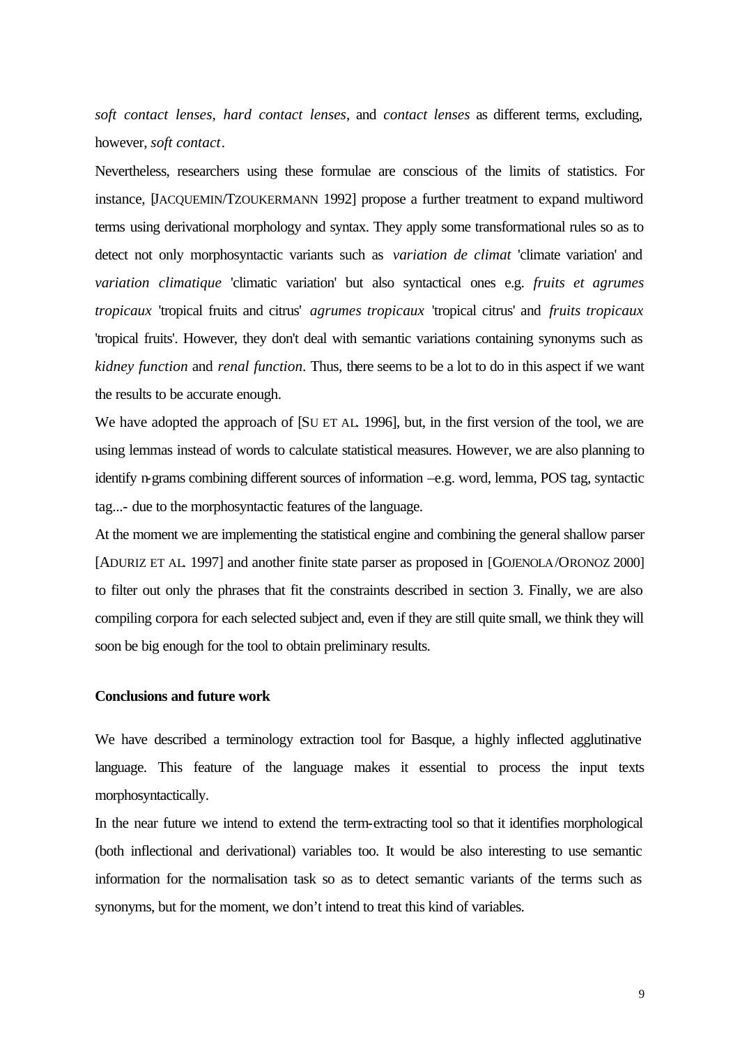*soft contact lenses*, *hard contact lenses*, and *contact lenses* as different terms, excluding, however, *soft contact*.

Nevertheless, researchers using these formulae are conscious of the limits of statistics. For instance, [JACQUEMIN/TZOUKERMANN 1992] propose a further treatment to expand multiword terms using derivational morphology and syntax. They apply some transformational rules so as to detect not only morphosyntactic variants such as *variation de climat* 'climate variation' and *variation climatique* 'climatic variation' but also syntactical ones e.g. *fruits et agrumes tropicaux* 'tropical fruits and citrus' *agrumes tropicaux* 'tropical citrus' and *fruits tropicaux* 'tropical fruits'. However, they don't deal with semantic variations containing synonyms such as *kidney function* and *renal function*. Thus, there seems to be a lot to do in this aspect if we want the results to be accurate enough.

We have adopted the approach of [SU ET AL. 1996], but, in the first version of the tool, we are using lemmas instead of words to calculate statistical measures. However, we are also planning to identify n-grams combining different sources of information –e.g. word, lemma, POS tag, syntactic tag...- due to the morphosyntactic features of the language.

At the moment we are implementing the statistical engine and combining the general shallow parser [ADURIZ ET AL. 1997] and another finite state parser as proposed in [GOJENOLA/ORONOZ 2000] to filter out only the phrases that fit the constraints described in section 3. Finally, we are also compiling corpora for each selected subject and, even if they are still quite small, we think they will soon be big enough for the tool to obtain preliminary results.

**Conclusions and future work**

We have described a terminology extraction tool for Basque, a highly inflected agglutinative language. This feature of the language makes it essential to process the input texts morphosyntactically.

In the near future we intend to extend the term-extracting tool so that it identifies morphological (both inflectional and derivational) variables too. It would be also interesting to use semantic information for the normalisation task so as to detect semantic variants of the terms such as synonyms, but for the moment, we don't intend to treat this kind of variables.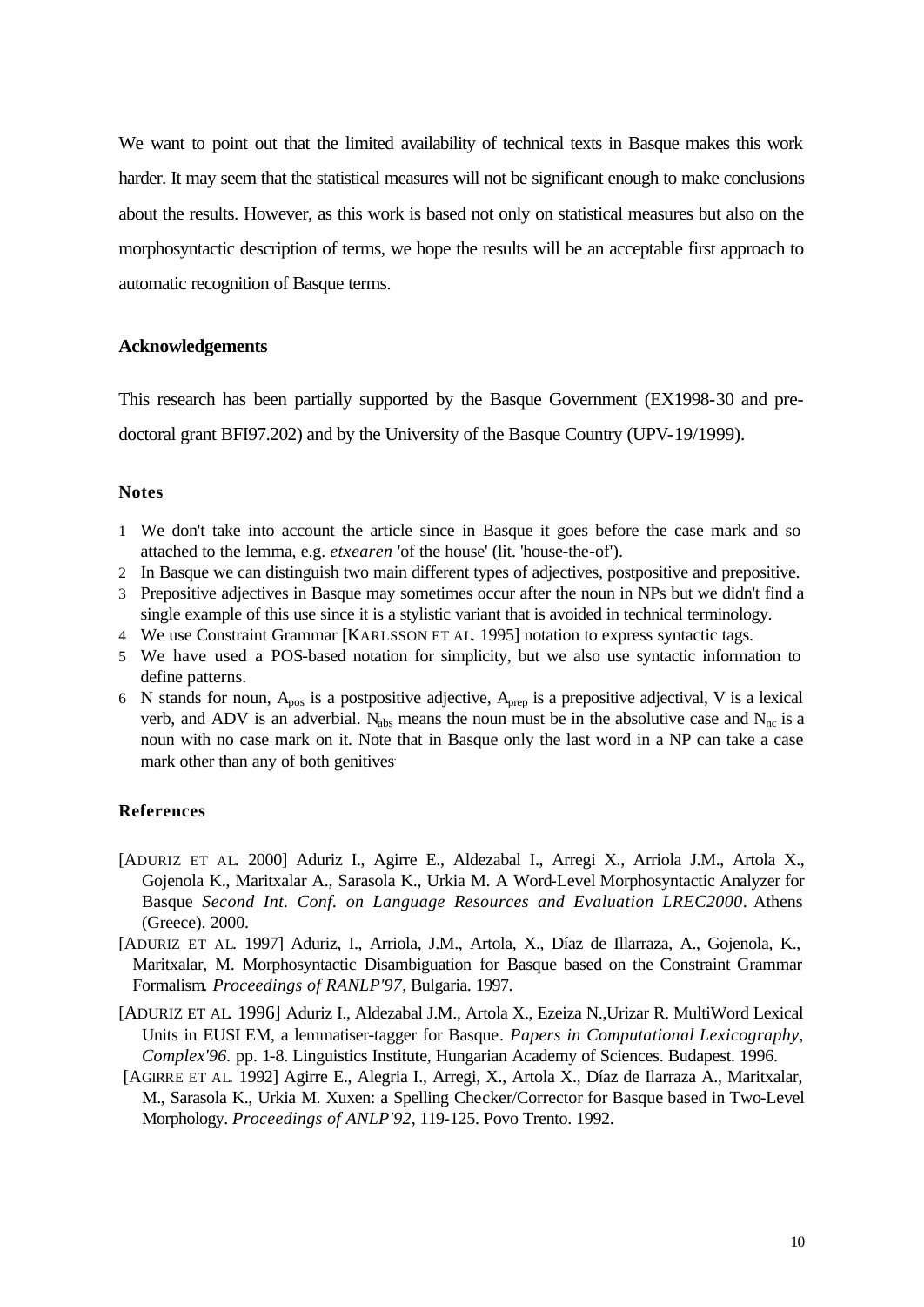We want to point out that the limited availability of technical texts in Basque makes this work harder. It may seem that the statistical measures will not be significant enough to make conclusions about the results. However, as this work is based not only on statistical measures but also on the morphosyntactic description of terms, we hope the results will be an acceptable first approach to automatic recognition of Basque terms.

## Acknowledgements

This research has been partially supported by the Basque Government (EX1998-30 and pre-doctoral grant BFI97.202) and by the University of the Basque Country (UPV-19/1999).

## Notes

1. We don't take into account the article since in Basque it goes before the case mark and so attached to the lemma, e.g. *etxearen* 'of the house' (lit. 'house-the-of').
2. In Basque we can distinguish two main different types of adjectives, postpositive and prepositive.
3. Prepositive adjectives in Basque may sometimes occur after the noun in NPs but we didn't find a single example of this use since it is a stylistic variant that is avoided in technical terminology.
4. We use Constraint Grammar [KARLSSON ET AL. 1995] notation to express syntactic tags.
5. We have used a POS-based notation for simplicity, but we also use syntactic information to define patterns.
6. N stands for noun, $A_{pos}$ is a postpositive adjective, $A_{prep}$ is a prepositive adjectival, V is a lexical verb, and ADV is an adverbial. $N_{abs}$ means the noun must be in the absolutive case and $N_{nc}$ is a noun with no case mark on it. Note that in Basque only the last word in a NP can take a case mark other than any of both genitives.

## References

[ADURIZ ET AL. 2000] Aduriz I., Agirre E., Aldezabal I., Arregi X., Arriola J.M., Artola X., Gojenola K., Maritxalar A., Sarasola K., Urkia M. A Word-Level Morphosyntactic Analyzer for Basque *Second Int. Conf. on Language Resources and Evaluation LREC2000*. Athens (Greece). 2000.

[ADURIZ ET AL. 1997] Aduriz, I., Arriola, J.M., Artola, X., Díaz de Illarraza, A., Gojenola, K., Maritxalar, M. Morphosyntactic Disambiguation for Basque based on the Constraint Grammar Formalism. *Proceedings of RANLP'97*, Bulgaria. 1997.

[ADURIZ ET AL. 1996] Aduriz I., Aldezabal J.M., Artola X., Ezeiza N.,Urizar R. MultiWord Lexical Units in EUSLEM, a lemmatiser-tagger for Basque. *Papers in Computational Lexicography, Complex'96*. pp. 1-8. Linguistics Institute, Hungarian Academy of Sciences. Budapest. 1996.

[AGIRRE ET AL. 1992] Agirre E., Alegria I., Arregi, X., Artola X., Díaz de Ilarraza A., Maritxalar, M., Sarasola K., Urkia M. Xuxen: a Spelling Checker/Corrector for Basque based in Two-Level Morphology. *Proceedings of ANLP'92*, 119-125. Povo Trento. 1992.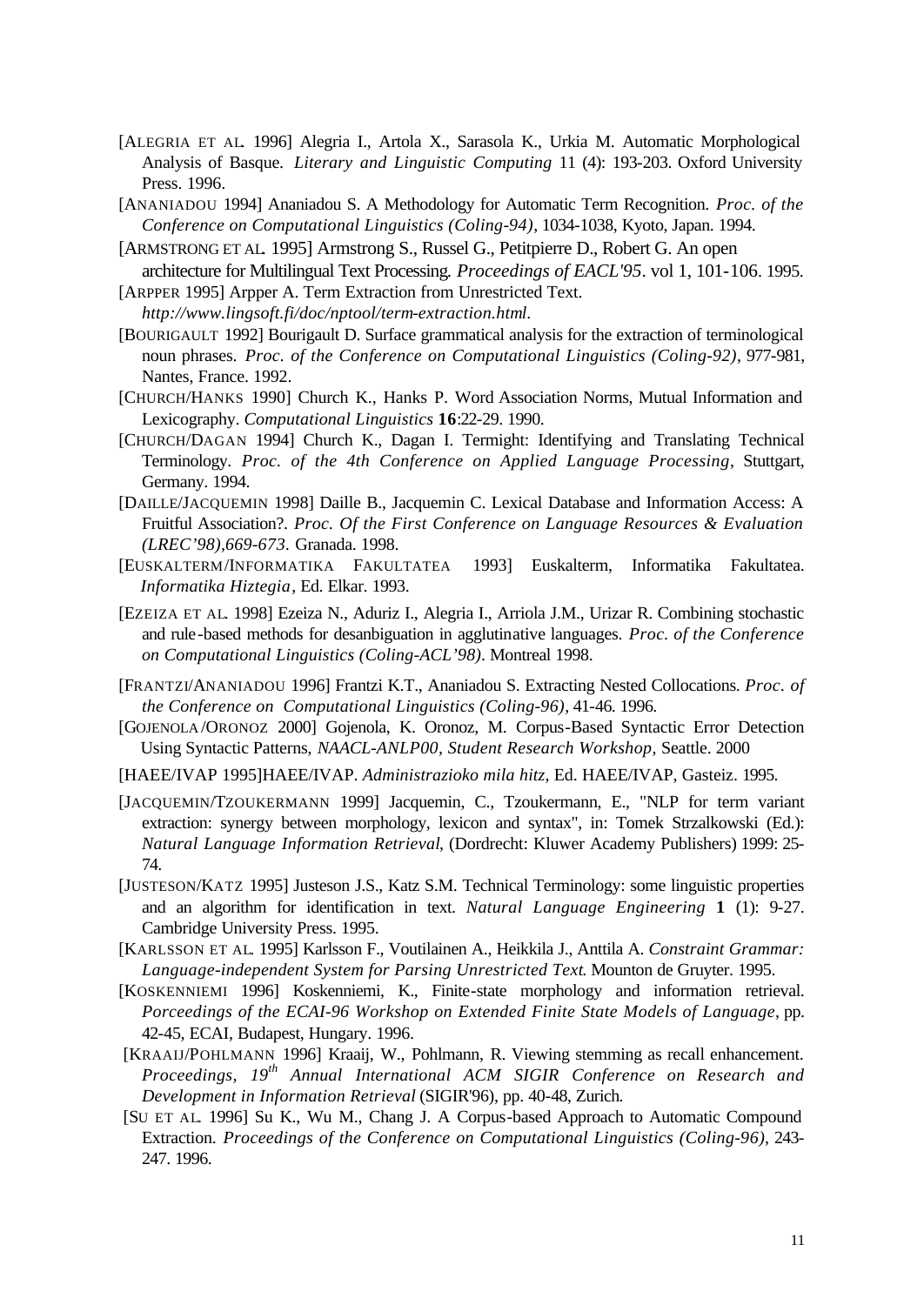[ALEGRIA ET AL. 1996] Alegria I., Artola X., Sarasola K., Urkia M. Automatic Morphological Analysis of Basque. *Literary and Linguistic Computing* 11 (4): 193-203. Oxford University Press. 1996.

[ANANIADOU 1994] Ananiadou S. A Methodology for Automatic Term Recognition. *Proc. of the Conference on Computational Linguistics (Coling-94)*, 1034-1038, Kyoto, Japan. 1994.

[ARMSTRONG ET AL. 1995] Armstrong S., Russel G., Petitpierre D., Robert G. An open architecture for Multilingual Text Processing. *Proceedings of EACL'95*. vol 1, 101-106. 1995.

[ARPPER 1995] Arpper A. Term Extraction from Unrestricted Text. *http://www.lingsoft.fi/doc/nptool/term-extraction.html.*

[BOURIGAULT 1992] Bourigault D. Surface grammatical analysis for the extraction of terminological noun phrases. *Proc. of the Conference on Computational Linguistics (Coling-92)*, 977-981, Nantes, France. 1992.

[CHURCH/HANKS 1990] Church K., Hanks P. Word Association Norms, Mutual Information and Lexicography. *Computational Linguistics* **16**:22-29. 1990.

[CHURCH/DAGAN 1994] Church K., Dagan I. Termight: Identifying and Translating Technical Terminology. *Proc. of the 4th Conference on Applied Language Processing*, Stuttgart, Germany. 1994.

[DAILLE/JACQUEMIN 1998] Daille B., Jacquemin C. Lexical Database and Information Access: A Fruitful Association?. *Proc. Of the First Conference on Language Resources & Evaluation (LREC'98),669-673.* Granada. 1998.

[EUSKALTERM/INFORMATIKA FAKULTATEA 1993] Euskalterm, Informatika Fakultatea. *Informatika Hiztegia*, Ed. Elkar. 1993.

[EZEIZA ET AL. 1998] Ezeiza N., Aduriz I., Alegria I., Arriola J.M., Urizar R. Combining stochastic and rule-based methods for desanbiguation in agglutinative languages. *Proc. of the Conference on Computational Linguistics (Coling-ACL'98)*. Montreal 1998.

[FRANTZI/ANANIADOU 1996] Frantzi K.T., Ananiadou S. Extracting Nested Collocations. *Proc. of the Conference on Computational Linguistics (Coling-96)*, 41-46. 1996.

[GOJENOLA/ORONOZ 2000] Gojenola, K. Oronoz, M. Corpus-Based Syntactic Error Detection Using Syntactic Patterns, *NAACL-ANLP00, Student Research Workshop,* Seattle. 2000

[HAEE/IVAP 1995]HAEE/IVAP. *Administrazioko mila hitz*, Ed. HAEE/IVAP, Gasteiz. 1995.

[JACQUEMIN/TZOUKERMANN 1999] Jacquemin, C., Tzoukermann, E., "NLP for term variant extraction: synergy between morphology, lexicon and syntax", in: Tomek Strzalkowski (Ed.): *Natural Language Information Retrieval*, (Dordrecht: Kluwer Academy Publishers) 1999: 25-74.

[JUSTESON/KATZ 1995] Justeson J.S., Katz S.M. Technical Terminology: some linguistic properties and an algorithm for identification in text. *Natural Language Engineering* **1** (1): 9-27. Cambridge University Press. 1995.

[KARLSSON ET AL. 1995] Karlsson F., Voutilainen A., Heikkila J., Anttila A. *Constraint Grammar: Language-independent System for Parsing Unrestricted Text*. Mounton de Gruyter. 1995.

[KOSKENNIEMI 1996] Koskenniemi, K., Finite-state morphology and information retrieval. *Porceedings of the ECAI-96 Workshop on Extended Finite State Models of Language*, pp. 42-45, ECAI, Budapest, Hungary. 1996.

[KRAAIJ/POHLMANN 1996] Kraaij, W., Pohlmann, R. Viewing stemming as recall enhancement. *Proceedings, 19th Annual International ACM SIGIR Conference on Research and Development in Information Retrieval* (SIGIR'96), pp. 40-48, Zurich.

[SU ET AL. 1996] Su K., Wu M., Chang J. A Corpus-based Approach to Automatic Compound Extraction. *Proceedings of the Conference on Computational Linguistics (Coling-96)*, 243-247. 1996.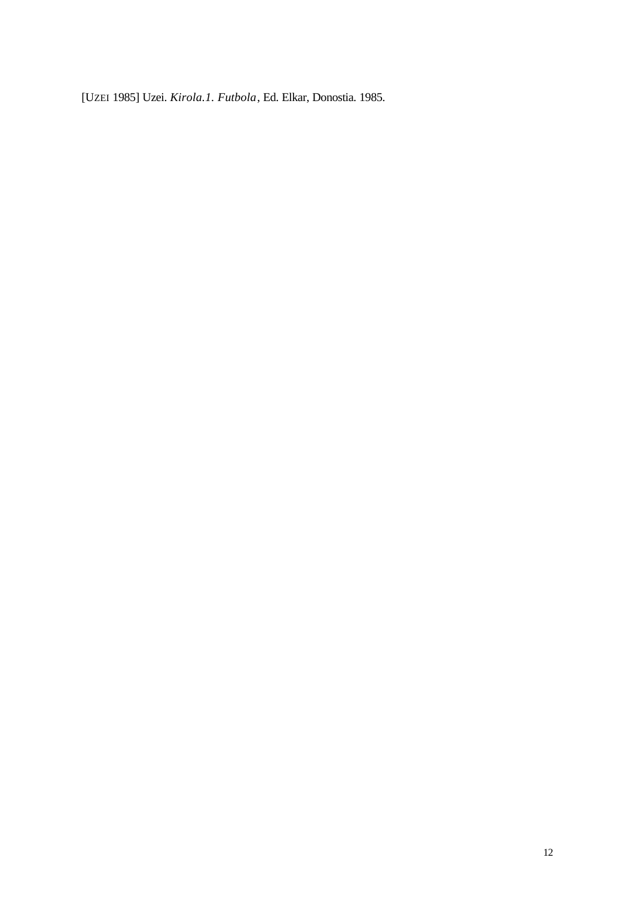[UZEI 1985] Uzei. *Kirola.1. Futbola*, Ed. Elkar, Donostia. 1985.